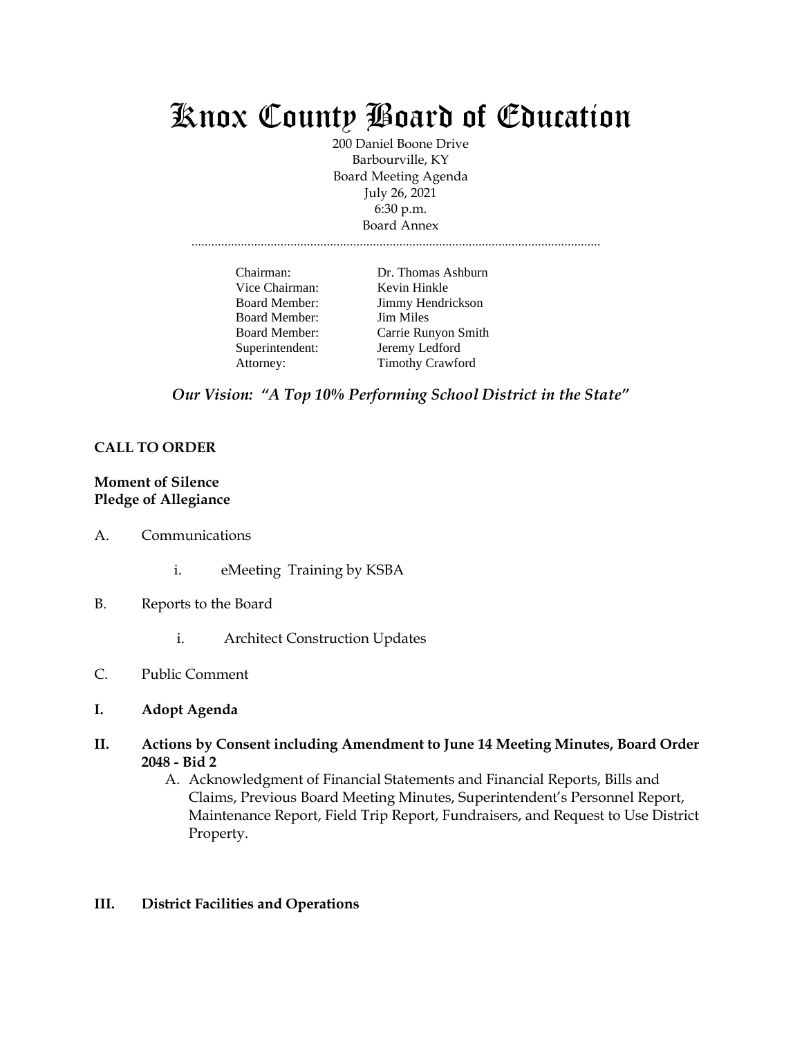# Knox County Board of Education

200 Daniel Boone Drive
Barbourville, KY
Board Meeting Agenda
July 26, 2021
6:30 p.m.
Board Annex

| | |
|---|---|
| Chairman: | Dr. Thomas Ashburn |
| Vice Chairman: | Kevin Hinkle |
| Board Member: | Jimmy Hendrickson |
| Board Member: | Jim Miles |
| Board Member: | Carrie Runyon Smith |
| Superintendent: | Jeremy Ledford |
| Attorney: | Timothy Crawford |

***Our Vision: "A Top 10% Performing School District in the State"***

**CALL TO ORDER**

**Moment of Silence**
**Pledge of Allegiance**

A. Communications

   i. eMeeting Training by KSBA

B. Reports to the Board

   i. Architect Construction Updates

C. Public Comment

**I. Adopt Agenda**

**II. Actions by Consent including Amendment to June 14 Meeting Minutes, Board Order 2048 - Bid 2**

   A. Acknowledgment of Financial Statements and Financial Reports, Bills and Claims, Previous Board Meeting Minutes, Superintendent's Personnel Report, Maintenance Report, Field Trip Report, Fundraisers, and Request to Use District Property.

**III. District Facilities and Operations**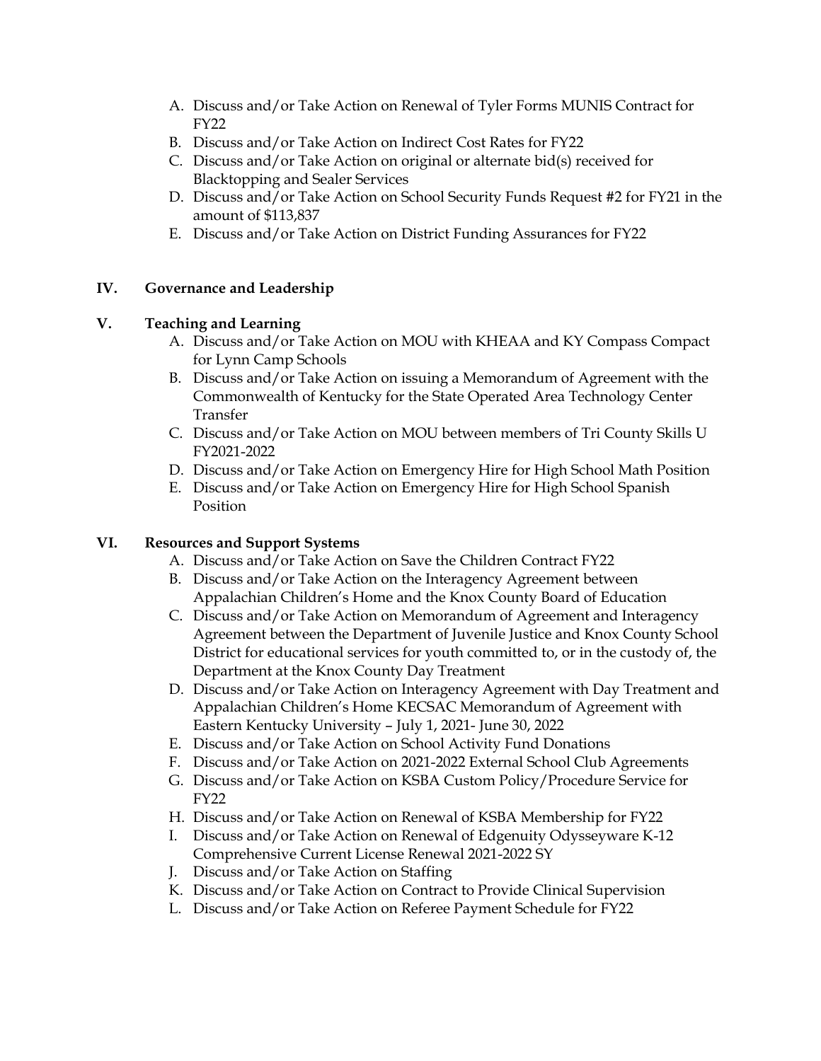A. Discuss and/or Take Action on Renewal of Tyler Forms MUNIS Contract for FY22
B. Discuss and/or Take Action on Indirect Cost Rates for FY22
C. Discuss and/or Take Action on original or alternate bid(s) received for Blacktopping and Sealer Services
D. Discuss and/or Take Action on School Security Funds Request #2 for FY21 in the amount of $113,837
E. Discuss and/or Take Action on District Funding Assurances for FY22

**IV. Governance and Leadership**

**V. Teaching and Learning**

A. Discuss and/or Take Action on MOU with KHEAA and KY Compass Compact for Lynn Camp Schools
B. Discuss and/or Take Action on issuing a Memorandum of Agreement with the Commonwealth of Kentucky for the State Operated Area Technology Center Transfer
C. Discuss and/or Take Action on MOU between members of Tri County Skills U FY2021-2022
D. Discuss and/or Take Action on Emergency Hire for High School Math Position
E. Discuss and/or Take Action on Emergency Hire for High School Spanish Position

**VI. Resources and Support Systems**

A. Discuss and/or Take Action on Save the Children Contract FY22
B. Discuss and/or Take Action on the Interagency Agreement between Appalachian Children's Home and the Knox County Board of Education
C. Discuss and/or Take Action on Memorandum of Agreement and Interagency Agreement between the Department of Juvenile Justice and Knox County School District for educational services for youth committed to, or in the custody of, the Department at the Knox County Day Treatment
D. Discuss and/or Take Action on Interagency Agreement with Day Treatment and Appalachian Children's Home KECSAC Memorandum of Agreement with Eastern Kentucky University – July 1, 2021- June 30, 2022
E. Discuss and/or Take Action on School Activity Fund Donations
F. Discuss and/or Take Action on 2021-2022 External School Club Agreements
G. Discuss and/or Take Action on KSBA Custom Policy/Procedure Service for FY22
H. Discuss and/or Take Action on Renewal of KSBA Membership for FY22
I. Discuss and/or Take Action on Renewal of Edgenuity Odysseyware K-12 Comprehensive Current License Renewal 2021-2022 SY
J. Discuss and/or Take Action on Staffing
K. Discuss and/or Take Action on Contract to Provide Clinical Supervision
L. Discuss and/or Take Action on Referee Payment Schedule for FY22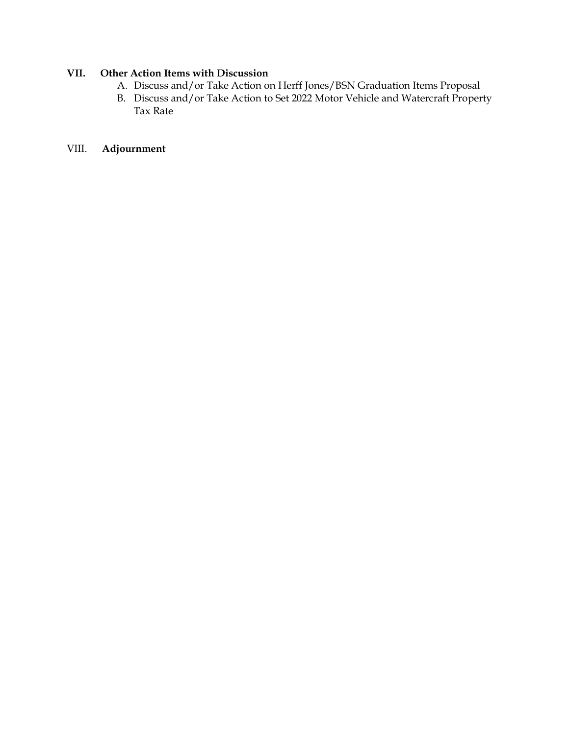**VII. Other Action Items with Discussion**

A. Discuss and/or Take Action on Herff Jones/BSN Graduation Items Proposal
B. Discuss and/or Take Action to Set 2022 Motor Vehicle and Watercraft Property Tax Rate

VIII. **Adjournment**